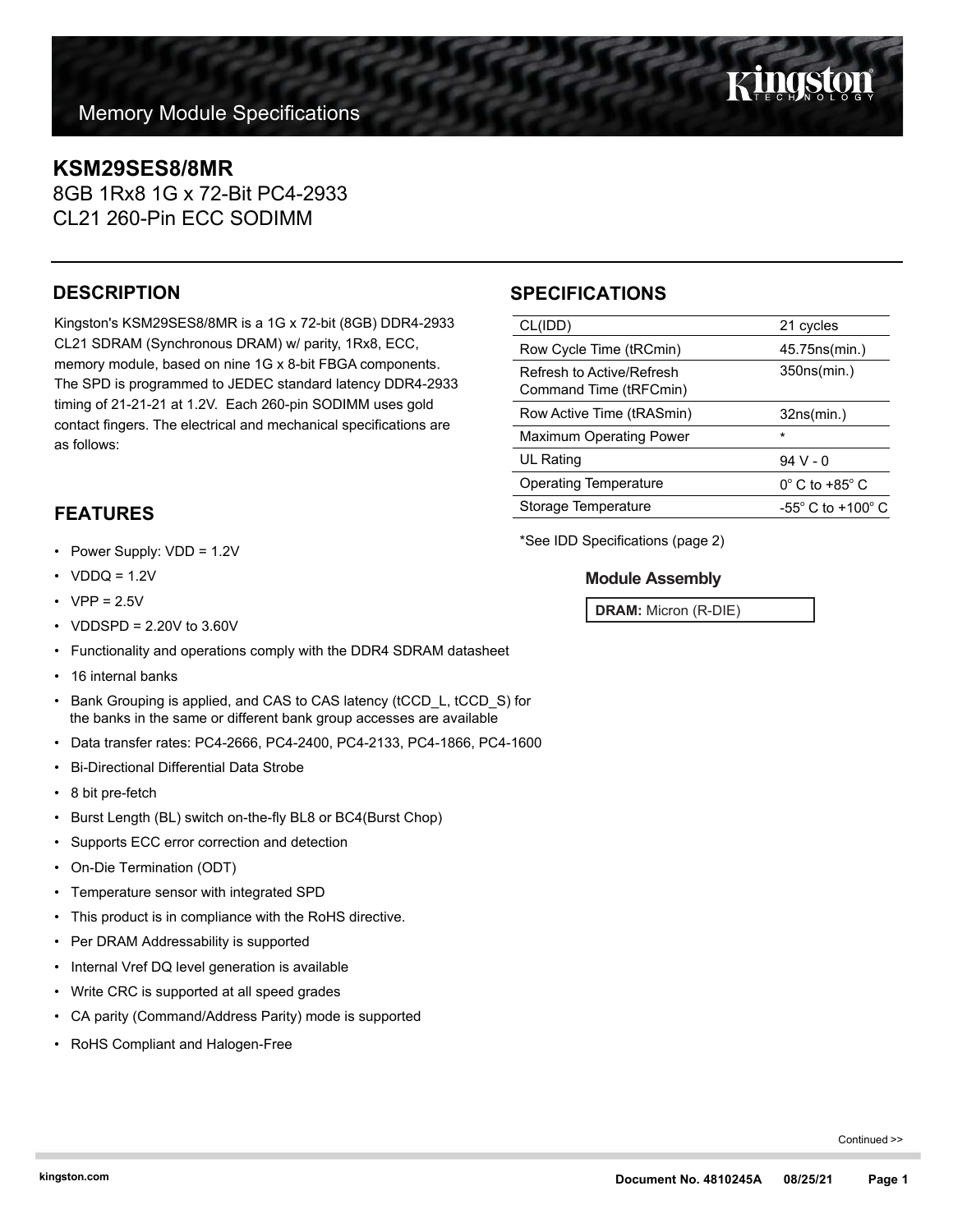# Memory Module Specifications

## KSM29SES8/8MR

8GB 1Rx8 1G x 72-Bit PC4-2933
CL21 260-Pin ECC SODIMM

## DESCRIPTION

Kingston's KSM29SES8/8MR is a 1G x 72-bit (8GB) DDR4-2933 CL21 SDRAM (Synchronous DRAM) w/ parity, 1Rx8, ECC, memory module, based on nine 1G x 8-bit FBGA components. The SPD is programmed to JEDEC standard latency DDR4-2933 timing of 21-21-21 at 1.2V. Each 260-pin SODIMM uses gold contact fingers. The electrical and mechanical specifications are as follows:

## SPECIFICATIONS

| | |
|---|---|
| CL(IDD) | 21 cycles |
| Row Cycle Time (tRCmin) | 45.75ns(min.) |
| Refresh to Active/Refresh Command Time (tRFCmin) | 350ns(min.) |
| Row Active Time (tRASmin) | 32ns(min.) |
| Maximum Operating Power | * |
| UL Rating | 94 V - 0 |
| Operating Temperature | 0° C to +85° C |
| Storage Temperature | -55° C to +100° C |

*See IDD Specifications (page 2)

### Module Assembly

**DRAM:** Micron (R-DIE)

## FEATURES

- Power Supply: VDD = 1.2V
- VDDQ = 1.2V
- VPP = 2.5V
- VDDSPD = 2.20V to 3.60V
- Functionality and operations comply with the DDR4 SDRAM datasheet
- 16 internal banks
- Bank Grouping is applied, and CAS to CAS latency (tCCD_L, tCCD_S) for the banks in the same or different bank group accesses are available
- Data transfer rates: PC4-2666, PC4-2400, PC4-2133, PC4-1866, PC4-1600
- Bi-Directional Differential Data Strobe
- 8 bit pre-fetch
- Burst Length (BL) switch on-the-fly BL8 or BC4(Burst Chop)
- Supports ECC error correction and detection
- On-Die Termination (ODT)
- Temperature sensor with integrated SPD
- This product is in compliance with the RoHS directive.
- Per DRAM Addressability is supported
- Internal Vref DQ level generation is available
- Write CRC is supported at all speed grades
- CA parity (Command/Address Parity) mode is supported
- RoHS Compliant and Halogen-Free

Continued >>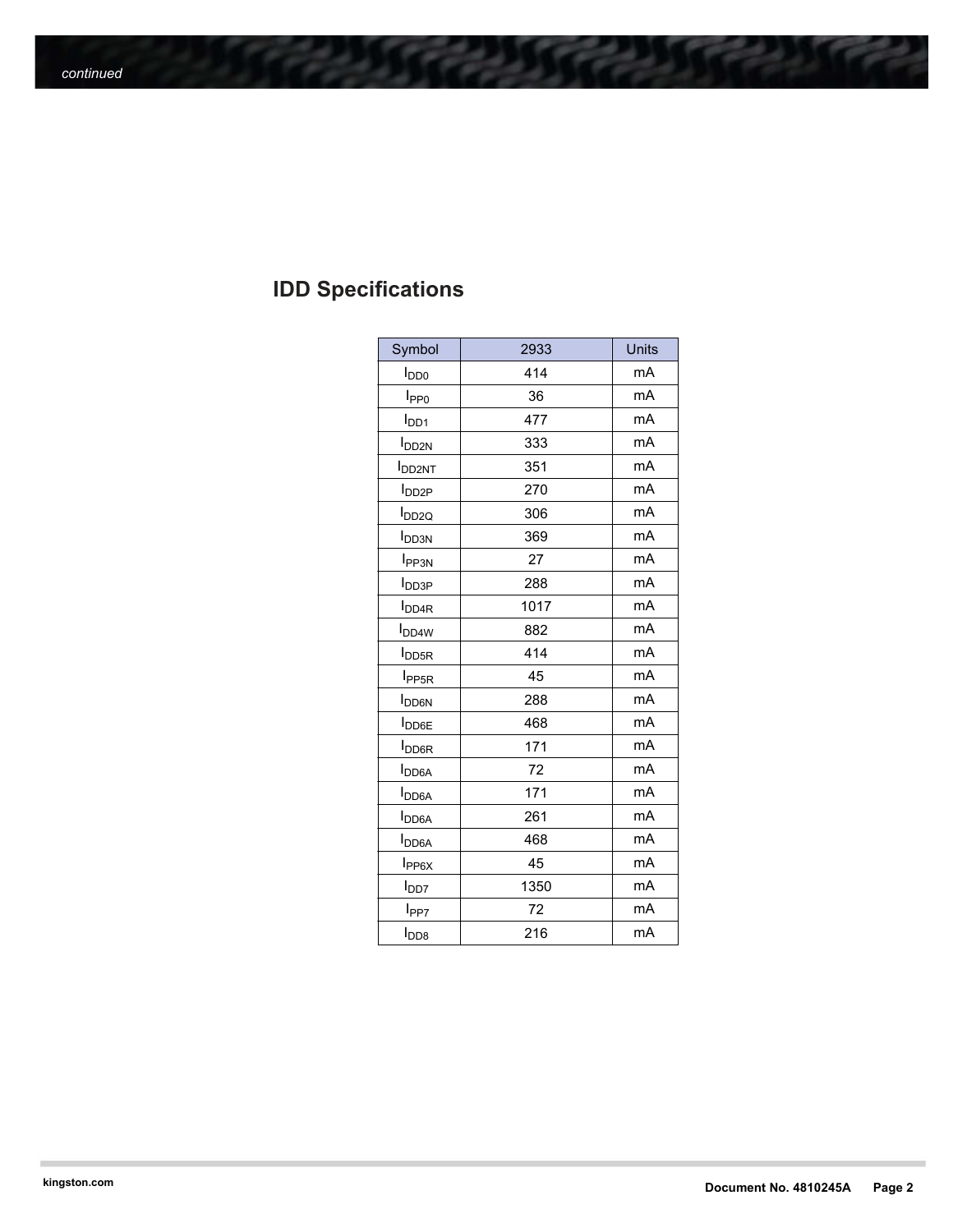*continued*

## IDD Specifications

| Symbol | 2933 | Units |
|---|---|---|
| $I_{DD0}$ | 414 | mA |
| $I_{PP0}$ | 36 | mA |
| $I_{DD1}$ | 477 | mA |
| $I_{DD2N}$ | 333 | mA |
| $I_{DD2NT}$ | 351 | mA |
| $I_{DD2P}$ | 270 | mA |
| $I_{DD2Q}$ | 306 | mA |
| $I_{DD3N}$ | 369 | mA |
| $I_{PP3N}$ | 27 | mA |
| $I_{DD3P}$ | 288 | mA |
| $I_{DD4R}$ | 1017 | mA |
| $I_{DD4W}$ | 882 | mA |
| $I_{DD5R}$ | 414 | mA |
| $I_{PP5R}$ | 45 | mA |
| $I_{DD6N}$ | 288 | mA |
| $I_{DD6E}$ | 468 | mA |
| $I_{DD6R}$ | 171 | mA |
| $I_{DD6A}$ | 72 | mA |
| $I_{DD6A}$ | 171 | mA |
| $I_{DD6A}$ | 261 | mA |
| $I_{DD6A}$ | 468 | mA |
| $I_{PP6X}$ | 45 | mA |
| $I_{DD7}$ | 1350 | mA |
| $I_{PP7}$ | 72 | mA |
| $I_{DD8}$ | 216 | mA |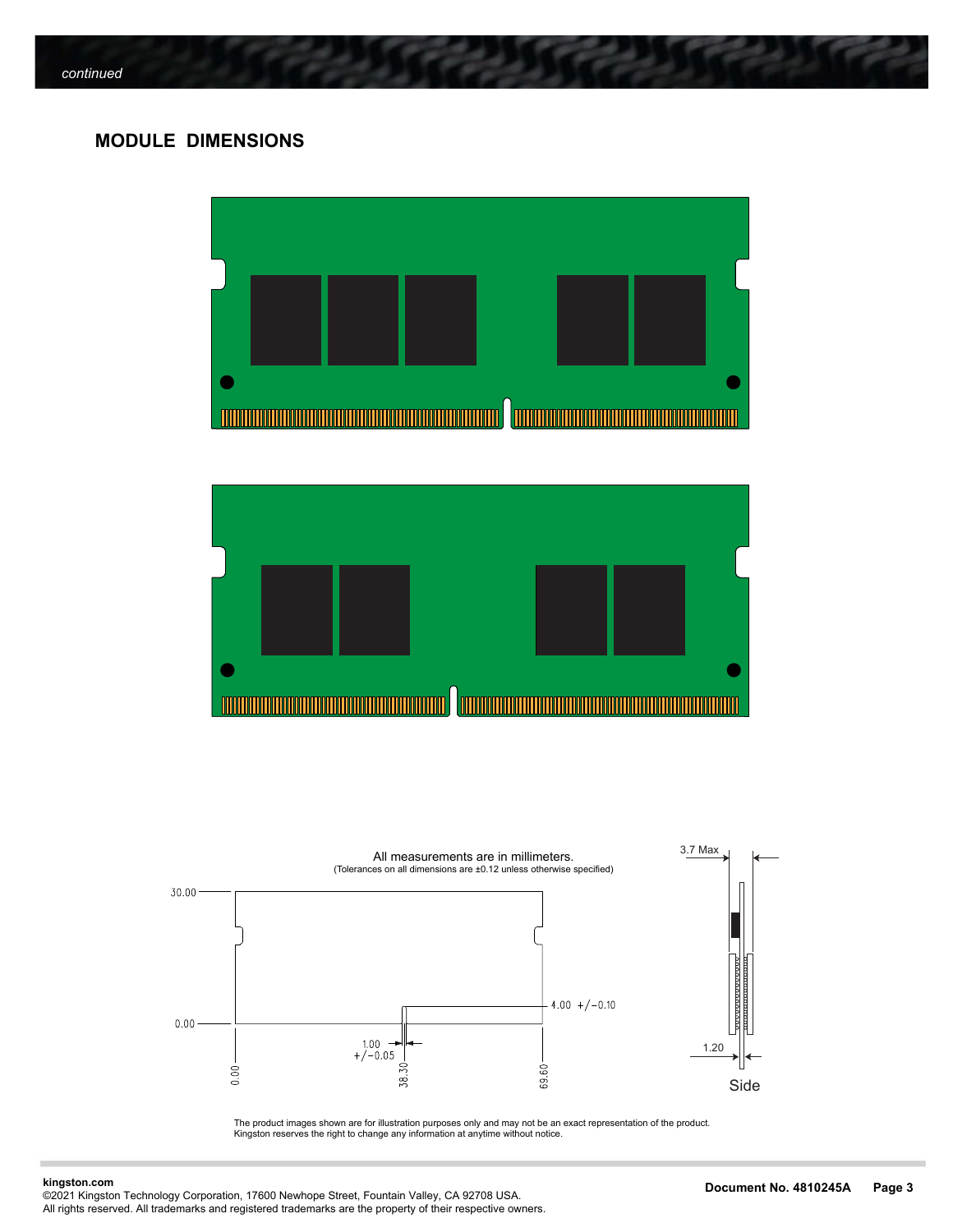*continued*

## MODULE DIMENSIONS

All measurements are in millimeters.
(Tolerances on all dimensions are ±0.12 unless otherwise specified)

30.00
0.00
4.00 +/−0.10
1.00 +/−0.05
0.00
38.30
69.60
3.7 Max
1.20
Side

The product images shown are for illustration purposes only and may not be an exact representation of the product.
Kingston reserves the right to change any information at anytime without notice.

**kingston.com**
©2021 Kingston Technology Corporation, 17600 Newhope Street, Fountain Valley, CA 92708 USA.
All rights reserved. All trademarks and registered trademarks are the property of their respective owners.

**Document No. 4810245A**